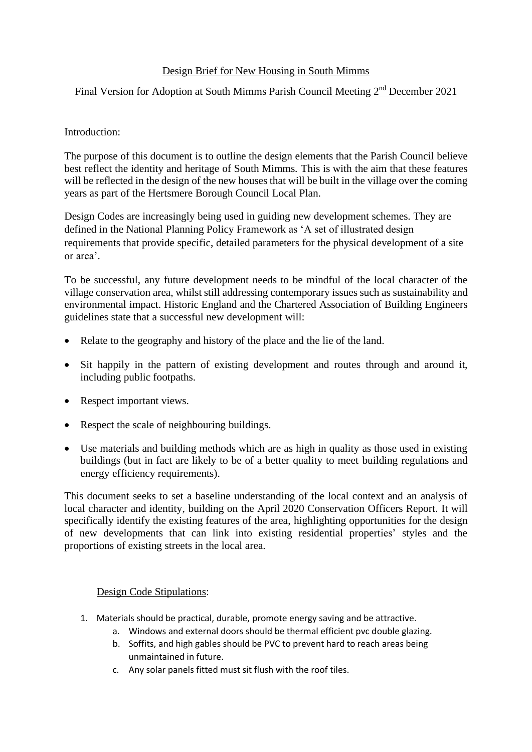Design Brief for New Housing in South Mimms

Final Version for Adoption at South Mimms Parish Council Meeting 2nd December 2021

Introduction:

The purpose of this document is to outline the design elements that the Parish Council believe best reflect the identity and heritage of South Mimms. This is with the aim that these features will be reflected in the design of the new houses that will be built in the village over the coming years as part of the Hertsmere Borough Council Local Plan.

Design Codes are increasingly being used in guiding new development schemes. They are defined in the National Planning Policy Framework as 'A set of illustrated design requirements that provide specific, detailed parameters for the physical development of a site or area'.

To be successful, any future development needs to be mindful of the local character of the village conservation area, whilst still addressing contemporary issues such as sustainability and environmental impact. Historic England and the Chartered Association of Building Engineers guidelines state that a successful new development will:

- Relate to the geography and history of the place and the lie of the land.
- Sit happily in the pattern of existing development and routes through and around it, including public footpaths.
- Respect important views.
- Respect the scale of neighbouring buildings.
- Use materials and building methods which are as high in quality as those used in existing buildings (but in fact are likely to be of a better quality to meet building regulations and energy efficiency requirements).

This document seeks to set a baseline understanding of the local context and an analysis of local character and identity, building on the April 2020 Conservation Officers Report. It will specifically identify the existing features of the area, highlighting opportunities for the design of new developments that can link into existing residential properties' styles and the proportions of existing streets in the local area.

Design Code Stipulations:

1. Materials should be practical, durable, promote energy saving and be attractive.
    a. Windows and external doors should be thermal efficient pvc double glazing.
    b. Soffits, and high gables should be PVC to prevent hard to reach areas being unmaintained in future.
    c. Any solar panels fitted must sit flush with the roof tiles.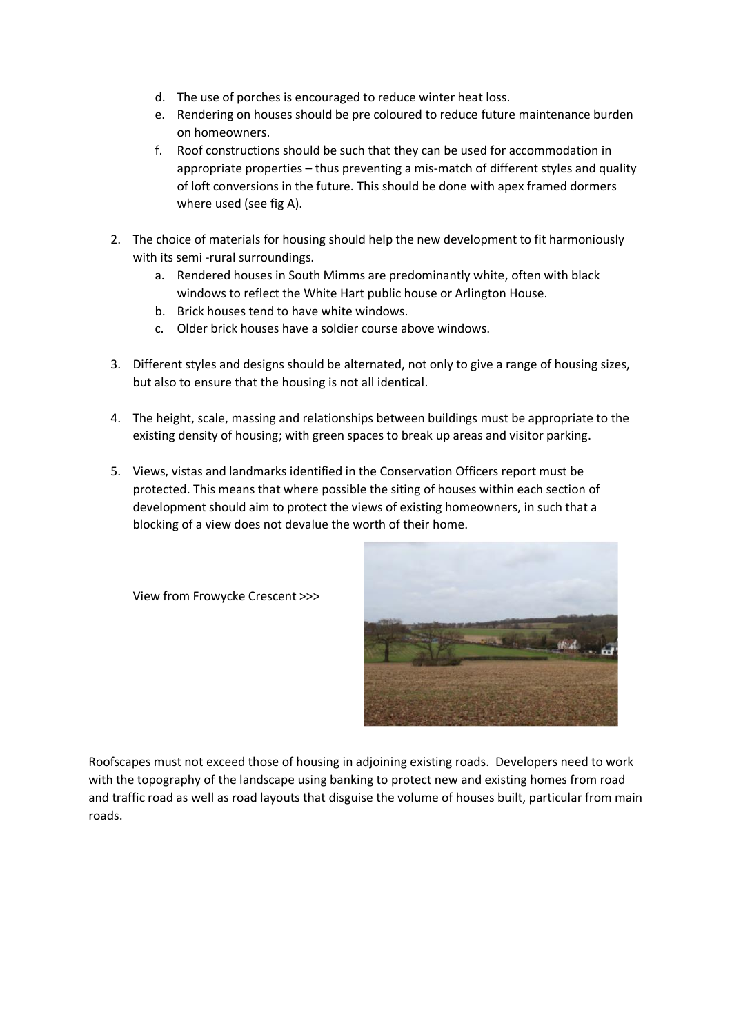d. The use of porches is encouraged to reduce winter heat loss.
   e. Rendering on houses should be pre coloured to reduce future maintenance burden on homeowners.
   f. Roof constructions should be such that they can be used for accommodation in appropriate properties – thus preventing a mis-match of different styles and quality of loft conversions in the future. This should be done with apex framed dormers where used (see fig A).

2. The choice of materials for housing should help the new development to fit harmoniously with its semi -rural surroundings.
   a. Rendered houses in South Mimms are predominantly white, often with black windows to reflect the White Hart public house or Arlington House.
   b. Brick houses tend to have white windows.
   c. Older brick houses have a soldier course above windows.

3. Different styles and designs should be alternated, not only to give a range of housing sizes, but also to ensure that the housing is not all identical.

4. The height, scale, massing and relationships between buildings must be appropriate to the existing density of housing; with green spaces to break up areas and visitor parking.

5. Views, vistas and landmarks identified in the Conservation Officers report must be protected. This means that where possible the siting of houses within each section of development should aim to protect the views of existing homeowners, in such that a blocking of a view does not devalue the worth of their home.

View from Frowycke Crescent >>>

Roofscapes must not exceed those of housing in adjoining existing roads. Developers need to work with the topography of the landscape using banking to protect new and existing homes from road and traffic road as well as road layouts that disguise the volume of houses built, particular from main roads.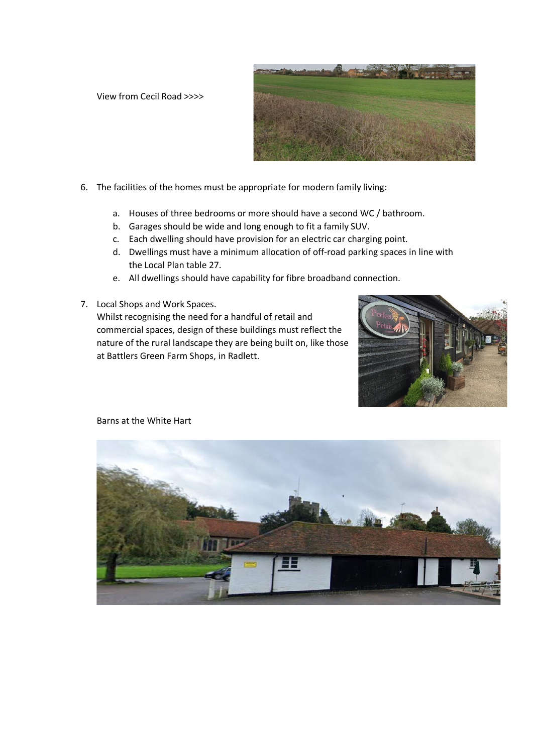View from Cecil Road >>>>

6. The facilities of the homes must be appropriate for modern family living:

    a. Houses of three bedrooms or more should have a second WC / bathroom.
    b. Garages should be wide and long enough to fit a family SUV.
    c. Each dwelling should have provision for an electric car charging point.
    d. Dwellings must have a minimum allocation of off-road parking spaces in line with the Local Plan table 27.
    e. All dwellings should have capability for fibre broadband connection.

7. Local Shops and Work Spaces.
   Whilst recognising the need for a handful of retail and commercial spaces, design of these buildings must reflect the nature of the rural landscape they are being built on, like those at Battlers Green Farm Shops, in Radlett.

Barns at the White Hart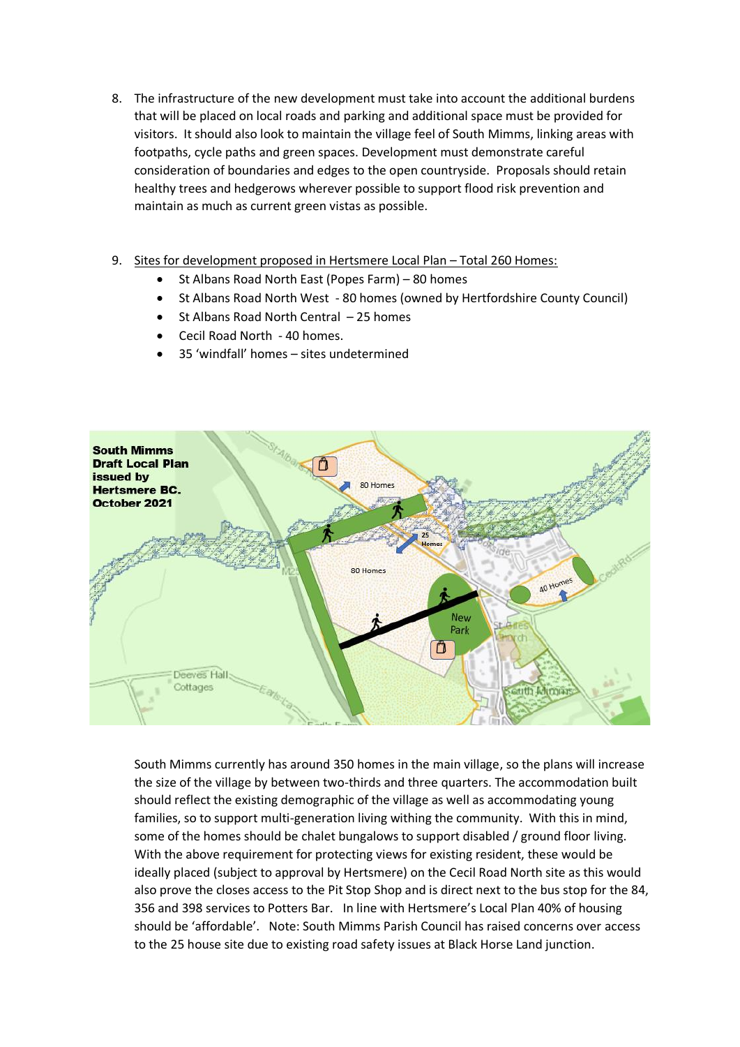8. The infrastructure of the new development must take into account the additional burdens that will be placed on local roads and parking and additional space must be provided for visitors. It should also look to maintain the village feel of South Mimms, linking areas with footpaths, cycle paths and green spaces. Development must demonstrate careful consideration of boundaries and edges to the open countryside. Proposals should retain healthy trees and hedgerows wherever possible to support flood risk prevention and maintain as much as current green vistas as possible.

9. Sites for development proposed in Hertsmere Local Plan – Total 260 Homes:
   - St Albans Road North East (Popes Farm) – 80 homes
   - St Albans Road North West - 80 homes (owned by Hertfordshire County Council)
   - St Albans Road North Central – 25 homes
   - Cecil Road North - 40 homes.
   - 35 'windfall' homes – sites undetermined

South Mimms currently has around 350 homes in the main village, so the plans will increase the size of the village by between two-thirds and three quarters. The accommodation built should reflect the existing demographic of the village as well as accommodating young families, so to support multi-generation living withing the community. With this in mind, some of the homes should be chalet bungalows to support disabled / ground floor living. With the above requirement for protecting views for existing resident, these would be ideally placed (subject to approval by Hertsmere) on the Cecil Road North site as this would also prove the closes access to the Pit Stop Shop and is direct next to the bus stop for the 84, 356 and 398 services to Potters Bar. In line with Hertsmere's Local Plan 40% of housing should be 'affordable'. Note: South Mimms Parish Council has raised concerns over access to the 25 house site due to existing road safety issues at Black Horse Land junction.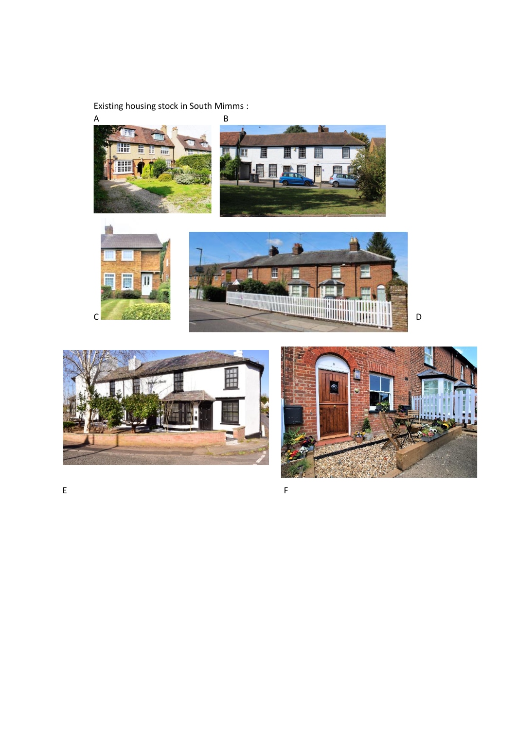Existing housing stock in South Mimms :

A

B

C

D

E

F